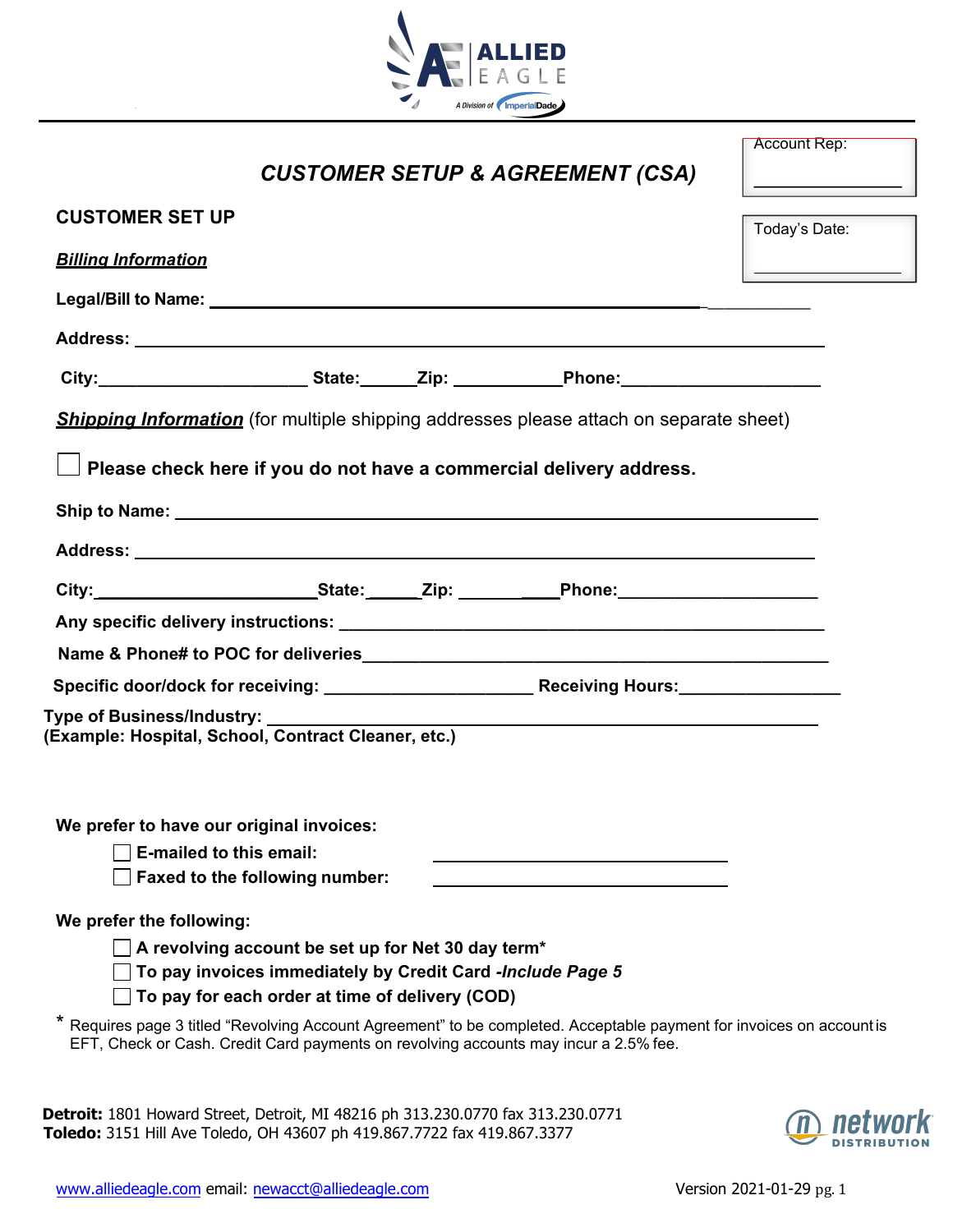ALLIED EAGLE

A Division of ImperialDade

# *CUSTOMER SETUP & AGREEMENT (CSA)*

Account Rep: ______________

Today's Date: ______________

## CUSTOMER SET UP

***Billing Information***

**Legal/Bill to Name:** ________________________________________________

**Address:** ________________________________________________

**City:**______________________ **State:**______**Zip:** ___________**Phone:**_____________________

***Shipping Information*** (for multiple shipping addresses please attach on separate sheet)

☐ **Please check here if you do not have a commercial delivery address.**

**Ship to Name:** ________________________________________________

**Address:** ________________________________________________

**City:**_______________________**State:**______**Zip:** ___________**Phone:**_____________________

**Any specific delivery instructions:** ________________________________________________

**Name & Phone# to POC for deliveries**________________________________________________

**Specific door/dock for receiving:** ______________________ **Receiving Hours:**_________________

**Type of Business/Industry:** ________________________________________________
**(Example: Hospital, School, Contract Cleaner, etc.)**

**We prefer to have our original invoices:**

- ☐ **E-mailed to this email:** ______________________________
- ☐ **Faxed to the following number:** ______________________________

**We prefer the following:**

- ☐ **A revolving account be set up for Net 30 day term***
- ☐ **To pay invoices immediately by Credit Card -*Include Page 5***
- ☐ **To pay for each order at time of delivery (COD)**

* Requires page 3 titled "Revolving Account Agreement" to be completed. Acceptable payment for invoices on account is EFT, Check or Cash. Credit Card payments on revolving accounts may incur a 2.5% fee.

**Detroit:** 1801 Howard Street, Detroit, MI 48216 ph 313.230.0770 fax 313.230.0771
**Toledo:** 3151 Hill Ave Toledo, OH 43607 ph 419.867.7722 fax 419.867.3377

network DISTRIBUTION

www.alliedeagle.com email: newacct@alliedeagle.com

Version 2021-01-29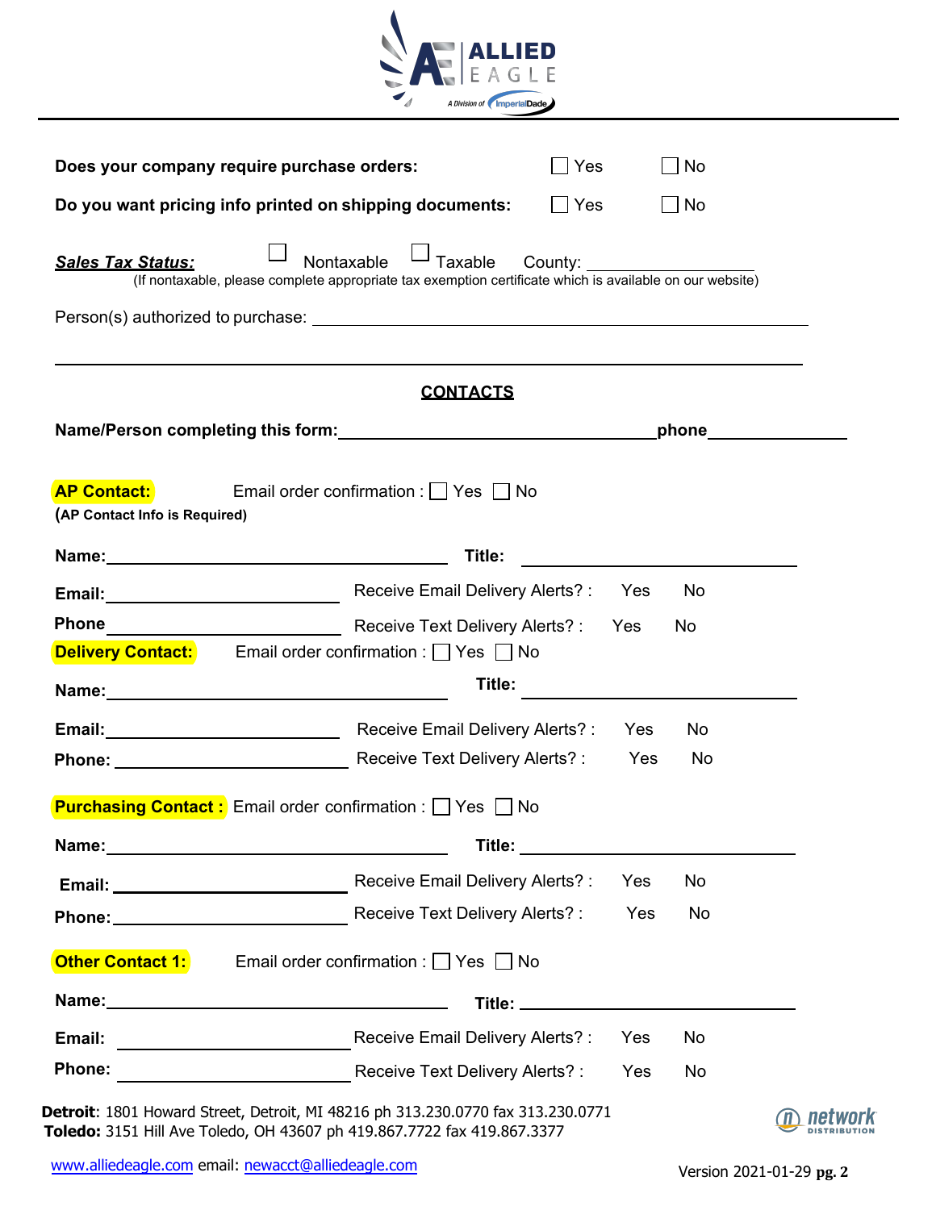ALLIED EAGLE
A Division of ImperialDade

**Does your company require purchase orders:** ☐ Yes ☐ No

**Do you want pricing info printed on shipping documents:** ☐ Yes ☐ No

***Sales Tax Status:*** ☐ Nontaxable ☐ Taxable County: ______________________
(If nontaxable, please complete appropriate tax exemption certificate which is available on our website)

Person(s) authorized to purchase: ________________________________________________

________________________________________________________________________

## CONTACTS

**Name/Person completing this form:** ______________________________ **phone** ______________

**AP Contact:** Email order confirmation : ☐ Yes ☐ No
**(AP Contact Info is Required)**

**Name:** ______________________________ **Title:** ______________________

**Email:** ______________________ Receive Email Delivery Alerts? : Yes No

**Phone** ______________________ Receive Text Delivery Alerts? : Yes No

**Delivery Contact:** Email order confirmation : ☐ Yes ☐ No

**Name:** ______________________________ **Title:** ______________________

**Email:** ______________________ Receive Email Delivery Alerts? : Yes No

**Phone:** ______________________ Receive Text Delivery Alerts? : Yes No

**Purchasing Contact :** Email order confirmation : ☐ Yes ☐ No

**Name:** ______________________________ **Title:** ______________________

**Email:** ______________________ Receive Email Delivery Alerts? : Yes No

**Phone:** ______________________ Receive Text Delivery Alerts? : Yes No

**Other Contact 1:** Email order confirmation : ☐ Yes ☐ No

**Name:** ______________________________ **Title:** ______________________

**Email:** ______________________ Receive Email Delivery Alerts? : Yes No

**Phone:** ______________________ Receive Text Delivery Alerts? : Yes No

**Detroit**: 1801 Howard Street, Detroit, MI 48216 ph 313.230.0770 fax 313.230.0771
**Toledo:** 3151 Hill Ave Toledo, OH 43607 ph 419.867.7722 fax 419.867.3377

www.alliedeagle.com email: newacct@alliedeagle.com

network DISTRIBUTION

Version 2021-01-29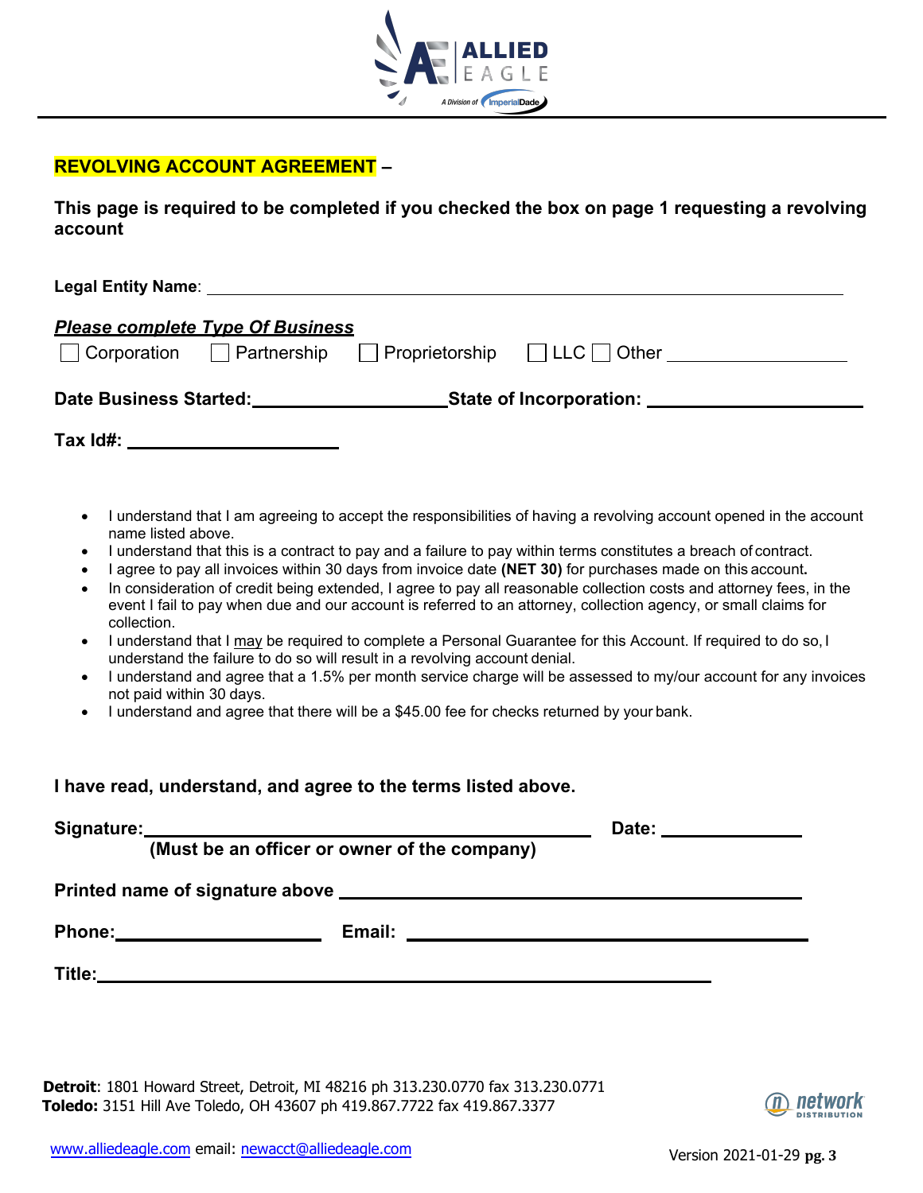## REVOLVING ACCOUNT AGREEMENT –

**This page is required to be completed if you checked the box on page 1 requesting a revolving account**

**Legal Entity Name**: ______________________________________________

***Please complete Type Of Business***

☐ Corporation ☐ Partnership ☐ Proprietorship ☐ LLC ☐ Other ____________

**Date Business Started:**____________ **State of Incorporation:** ____________

**Tax Id#:** ____________

- I understand that I am agreeing to accept the responsibilities of having a revolving account opened in the account name listed above.
- I understand that this is a contract to pay and a failure to pay within terms constitutes a breach of contract.
- I agree to pay all invoices within 30 days from invoice date **(NET 30)** for purchases made on this account**.**
- In consideration of credit being extended, I agree to pay all reasonable collection costs and attorney fees, in the event I fail to pay when due and our account is referred to an attorney, collection agency, or small claims for collection.
- I understand that I may be required to complete a Personal Guarantee for this Account. If required to do so, I understand the failure to do so will result in a revolving account denial.
- I understand and agree that a 1.5% per month service charge will be assessed to my/our account for any invoices not paid within 30 days.
- I understand and agree that there will be a $45.00 fee for checks returned by your bank.

**I have read, understand, and agree to the terms listed above.**

**Signature:**______________________________ **Date:** ____________
**(Must be an officer or owner of the company)**

**Printed name of signature above** ______________________________

**Phone:**____________ **Email:** ______________________________

**Title:**______________________________

**Detroit**: 1801 Howard Street, Detroit, MI 48216 ph 313.230.0770 fax 313.230.0771
**Toledo:** 3151 Hill Ave Toledo, OH 43607 ph 419.867.7722 fax 419.867.3377

www.alliedeagle.com email: newacct@alliedeagle.com

Version 2021-01-29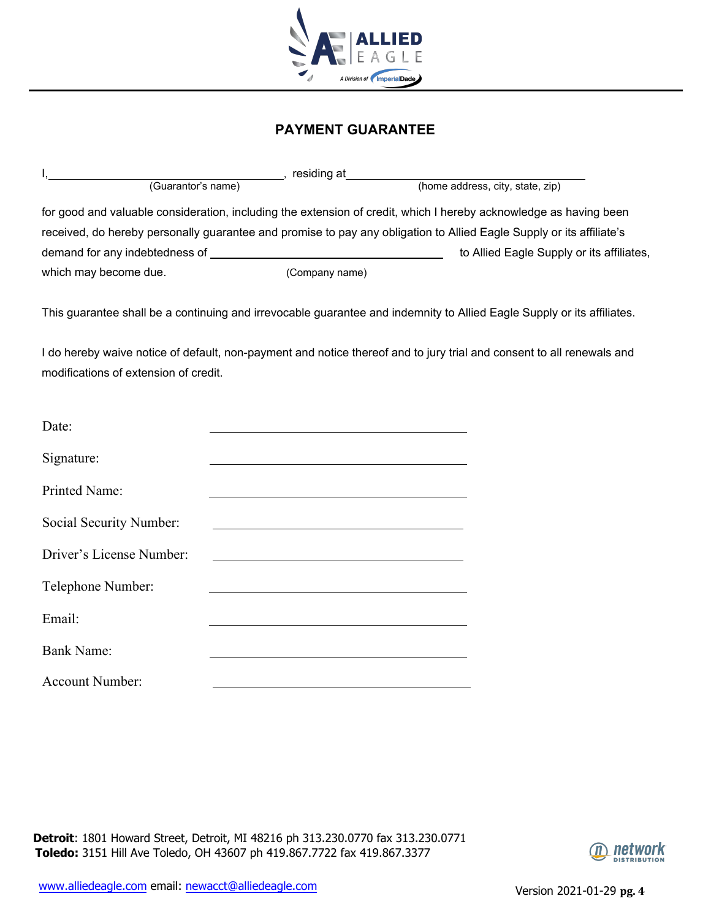# PAYMENT GUARANTEE

I, \_\_\_\_\_\_\_\_\_\_\_\_\_\_\_\_\_\_\_\_\_\_\_\_\_\_\_\_\_\_\_\_\_\_\_\_\_\_, residing at \_\_\_\_\_\_\_\_\_\_\_\_\_\_\_\_\_\_\_\_\_\_\_\_\_\_\_\_\_\_\_\_\_\_\_\_\_\_\_\_\_\_\_\_
(Guarantor's name) (home address, city, state, zip)

for good and valuable consideration, including the extension of credit, which I hereby acknowledge as having been received, do hereby personally guarantee and promise to pay any obligation to Allied Eagle Supply or its affiliate's demand for any indebtedness of \_\_\_\_\_\_\_\_\_\_\_\_\_\_\_\_\_\_\_\_\_\_\_\_\_\_\_\_\_\_\_\_\_\_\_\_\_\_ to Allied Eagle Supply or its affiliates, which may become due. (Company name)

This guarantee shall be a continuing and irrevocable guarantee and indemnity to Allied Eagle Supply or its affiliates.

I do hereby waive notice of default, non-payment and notice thereof and to jury trial and consent to all renewals and modifications of extension of credit.

Date: \_\_\_\_\_\_\_\_\_\_\_\_\_\_\_\_\_\_\_\_\_\_\_\_\_\_\_\_\_\_\_\_\_\_\_\_\_\_\_\_

Signature: \_\_\_\_\_\_\_\_\_\_\_\_\_\_\_\_\_\_\_\_\_\_\_\_\_\_\_\_\_\_\_\_\_\_\_\_\_\_\_\_

Printed Name: \_\_\_\_\_\_\_\_\_\_\_\_\_\_\_\_\_\_\_\_\_\_\_\_\_\_\_\_\_\_\_\_\_\_\_\_\_\_\_\_

Social Security Number: \_\_\_\_\_\_\_\_\_\_\_\_\_\_\_\_\_\_\_\_\_\_\_\_\_\_\_\_\_\_\_\_\_\_\_\_\_\_\_\_

Driver's License Number: \_\_\_\_\_\_\_\_\_\_\_\_\_\_\_\_\_\_\_\_\_\_\_\_\_\_\_\_\_\_\_\_\_\_\_\_\_\_\_\_

Telephone Number: \_\_\_\_\_\_\_\_\_\_\_\_\_\_\_\_\_\_\_\_\_\_\_\_\_\_\_\_\_\_\_\_\_\_\_\_\_\_\_\_

Email: \_\_\_\_\_\_\_\_\_\_\_\_\_\_\_\_\_\_\_\_\_\_\_\_\_\_\_\_\_\_\_\_\_\_\_\_\_\_\_\_

Bank Name: \_\_\_\_\_\_\_\_\_\_\_\_\_\_\_\_\_\_\_\_\_\_\_\_\_\_\_\_\_\_\_\_\_\_\_\_\_\_\_\_

Account Number: \_\_\_\_\_\_\_\_\_\_\_\_\_\_\_\_\_\_\_\_\_\_\_\_\_\_\_\_\_\_\_\_\_\_\_\_\_\_\_\_

**Detroit**: 1801 Howard Street, Detroit, MI 48216 ph 313.230.0770 fax 313.230.0771
**Toledo:** 3151 Hill Ave Toledo, OH 43607 ph 419.867.7722 fax 419.867.3377

www.alliedeagle.com email: newacct@alliedeagle.com

Version 2021-01-29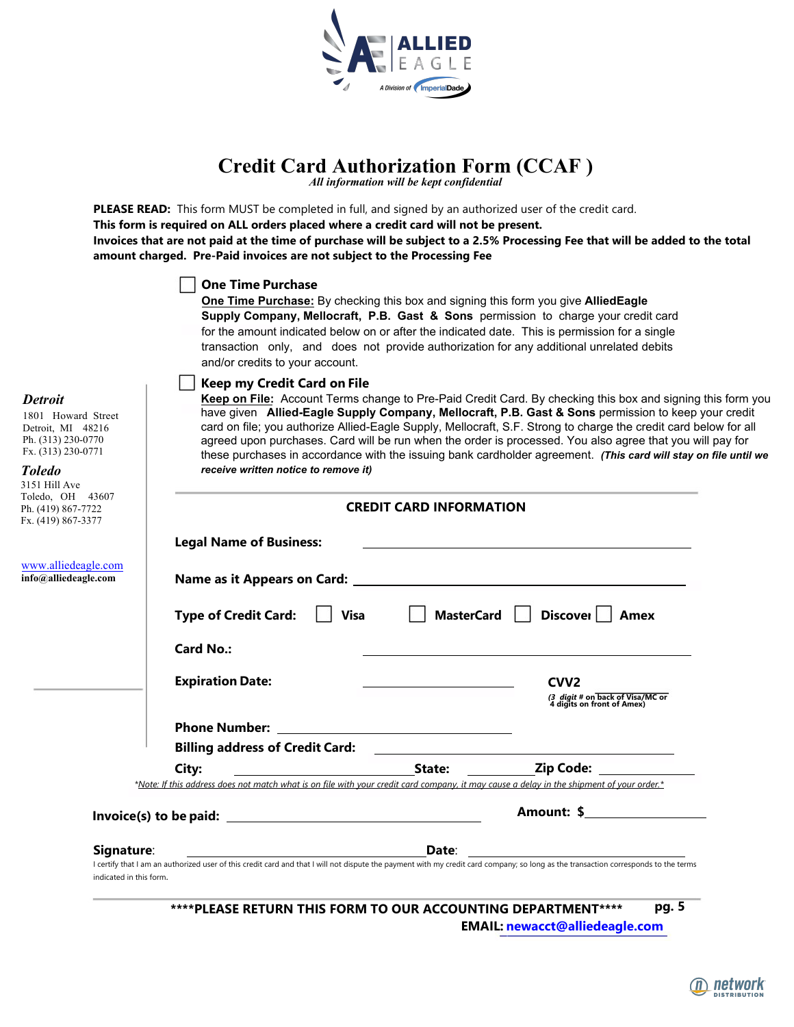ALLIED EAGLE

A Division of ImperialDade

# Credit Card Authorization Form (CCAF )

*All information will be kept confidential*

**PLEASE READ:** This form MUST be completed in full, and signed by an authorized user of the credit card.
**This form is required on ALL orders placed where a credit card will not be present.**
**Invoices that are not paid at the time of purchase will be subject to a 2.5% Processing Fee that will be added to the total amount charged. Pre-Paid invoices are not subject to the Processing Fee**

☐ **One Time Purchase**

**One Time Purchase:** By checking this box and signing this form you give **AlliedEagle Supply Company, Mellocraft, P.B. Gast & Sons** permission to charge your credit card for the amount indicated below on or after the indicated date. This is permission for a single transaction only, and does not provide authorization for any additional unrelated debits and/or credits to your account.

☐ **Keep my Credit Card on File**

**Keep on File:** Account Terms change to Pre-Paid Credit Card. By checking this box and signing this form you have given **Allied-Eagle Supply Company, Mellocraft, P.B. Gast & Sons** permission to keep your credit card on file; you authorize Allied-Eagle Supply, Mellocraft, S.F. Strong to charge the credit card below for all agreed upon purchases. Card will be run when the order is processed. You also agree that you will pay for these purchases in accordance with the issuing bank cardholder agreement. ***(This card will stay on file until we receive written notice to remove it)***

***Detroit***
1801 Howard Street
Detroit, MI 48216
Ph. (313) 230-0770
Fx. (313) 230-0771

***Toledo***
3151 Hill Ave
Toledo, OH 43607
Ph. (419) 867-7722
Fx. (419) 867-3377

www.alliedeagle.com
**info@alliedeagle.com**

## CREDIT CARD INFORMATION

**Legal Name of Business:** ______________________

**Name as it Appears on Card:** ______________________

**Type of Credit Card:** ☐ Visa ☐ MasterCard ☐ Discover ☐ Amex

**Card No.:** ______________________

**Expiration Date:** ______________ **CVV2** ______________
(3 digit # on back of Visa/MC or 4 digits on front of Amex)

**Phone Number:** ______________________

**Billing address of Credit Card:** ______________________

**City:** ______________ **State:** ______________ **Zip Code:** ______________

*\*Note: If this address does not match what is on file with your credit card company, it may cause a delay in the shipment of your order.\**

**Invoice(s) to be paid:** ______________________ **Amount: $**______________

**Signature**: ______________________ **Date**: ______________________

I certify that I am an authorized user of this credit card and that I will not dispute the payment with my credit card company; so long as the transaction corresponds to the terms indicated in this form.

**\*\*\*\*PLEASE RETURN THIS FORM TO OUR ACCOUNTING DEPARTMENT\*\*\*\***

**EMAIL: newacct@alliedeagle.com**

network DISTRIBUTION